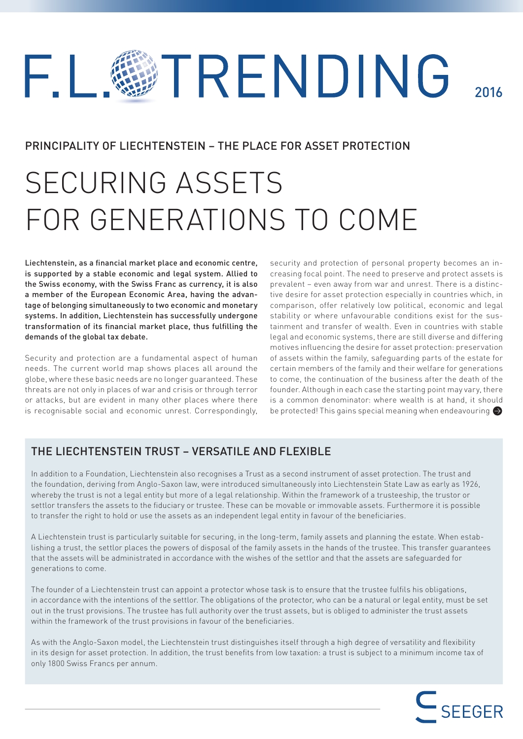# F.L. TRENDING 2016

## PRINCIPALITY OF LIECHTENSTEIN – THE PLACE FOR ASSET PROTECTION

# SECURING ASSETS FOR GENERATIONS TO COME

**Liechtenstein, as a financial market place and economic centre, is supported by a stable economic and legal system. Allied to the Swiss economy, with the Swiss Franc as currency, it is also a member of the European Economic Area, having the advantage of belonging simultaneously to two economic and monetary systems. In addition, Liechtenstein has successfully undergone transformation of its financial market place, thus fulfilling the demands of the global tax debate.**

Security and protection are a fundamental aspect of human needs. The current world map shows places all around the globe, where these basic needs are no longer guaranteed. These threats are not only in places of war and crisis or through terror or attacks, but are evident in many other places where there is recognisable social and economic unrest. Correspondingly, security and protection of personal property becomes an increasing focal point. The need to preserve and protect assets is prevalent – even away from war and unrest. There is a distinctive desire for asset protection especially in countries which, in comparison, offer relatively low political, economic and legal stability or where unfavourable conditions exist for the sustainment and transfer of wealth. Even in countries with stable legal and economic systems, there are still diverse and differing motives influencing the desire for asset protection: preservation of assets within the family, safeguarding parts of the estate for certain members of the family and their welfare for generations to come, the continuation of the business after the death of the founder. Although in each case the starting point may vary, there is a common denominator: where wealth is at hand, it should be protected! This gains special meaning when endeavouring

## THE LIECHTENSTEIN TRUST – VERSATILE AND FLEXIBLE

In addition to a Foundation, Liechtenstein also recognises a Trust as a second instrument of asset protection. The trust and the foundation, deriving from Anglo-Saxon law, were introduced simultaneously into Liechtenstein State Law as early as 1926, whereby the trust is not a legal entity but more of a legal relationship. Within the framework of a trusteeship, the trustor or settlor transfers the assets to the fiduciary or trustee. These can be movable or immovable assets. Furthermore it is possible to transfer the right to hold or use the assets as an independent legal entity in favour of the beneficiaries.

A Liechtenstein trust is particularly suitable for securing, in the long-term, family assets and planning the estate. When establishing a trust, the settlor places the powers of disposal of the family assets in the hands of the trustee. This transfer guarantees that the assets will be administrated in accordance with the wishes of the settlor and that the assets are safeguarded for generations to come.

The founder of a Liechtenstein trust can appoint a protector whose task is to ensure that the trustee fulfils his obligations, in accordance with the intentions of the settlor. The obligations of the protector, who can be a natural or legal entity, must be set out in the trust provisions. The trustee has full authority over the trust assets, but is obliged to administer the trust assets within the framework of the trust provisions in favour of the beneficiaries.

As with the Anglo-Saxon model, the Liechtenstein trust distinguishes itself through a high degree of versatility and flexibility in its design for asset protection. In addition, the trust benefits from low taxation: a trust is subject to a minimum income tax of only 1800 Swiss Francs per annum.

SEEGER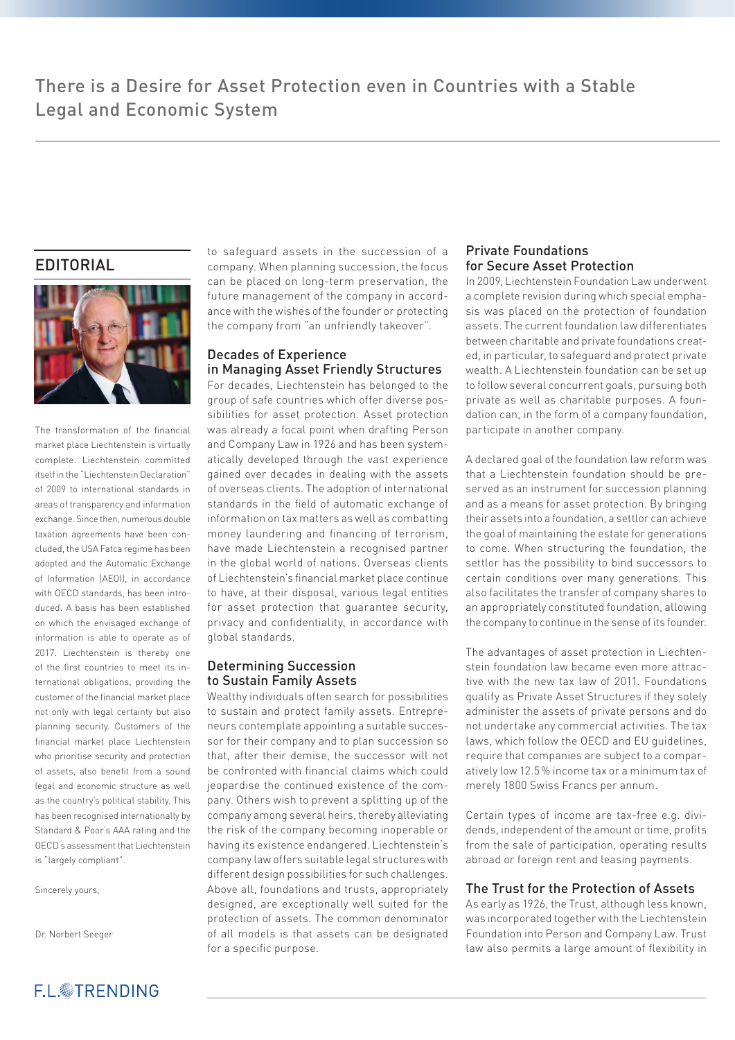# There is a Desire for Asset Protection even in Countries with a Stable Legal and Economic System

## EDITORIAL

The transformation of the financial market place Liechtenstein is virtually complete. Liechtenstein committed itself in the "Liechtenstein Declaration" of 2009 to international standards in areas of transparency and information exchange. Since then, numerous double taxation agreements have been concluded, the USA Fatca regime has been adopted and the Automatic Exchange of Information (AEOI), in accordance with OECD standards, has been introduced. A basis has been established on which the envisaged exchange of information is able to operate as of 2017. Liechtenstein is thereby one of the first countries to meet its international obligations, providing the customer of the financial market place not only with legal certainty but also planning security. Customers of the financial market place Liechtenstein who prioritise security and protection of assets, also benefit from a sound legal and economic structure as well as the country's political stability. This has been recognised internationally by Standard & Poor's AAA rating and the OECD's assessment that Liechtenstein is "largely compliant".

Sincerely yours,

Dr. Norbert Seeger

to safeguard assets in the succession of a company. When planning succession, the focus can be placed on long-term preservation, the future management of the company in accordance with the wishes of the founder or protecting the company from "an unfriendly takeover".

### Decades of Experience in Managing Asset Friendly Structures

For decades, Liechtenstein has belonged to the group of safe countries which offer diverse possibilities for asset protection. Asset protection was already a focal point when drafting Person and Company Law in 1926 and has been systematically developed through the vast experience gained over decades in dealing with the assets of overseas clients. The adoption of international standards in the field of automatic exchange of information on tax matters as well as combatting money laundering and financing of terrorism, have made Liechtenstein a recognised partner in the global world of nations. Overseas clients of Liechtenstein's financial market place continue to have, at their disposal, various legal entities for asset protection that guarantee security, privacy and confidentiality, in accordance with global standards.

### Determining Succession to Sustain Family Assets

Wealthy individuals often search for possibilities to sustain and protect family assets. Entrepreneurs contemplate appointing a suitable successor for their company and to plan succession so that, after their demise, the successor will not be confronted with financial claims which could jeopardise the continued existence of the company. Others wish to prevent a splitting up of the company among several heirs, thereby alleviating the risk of the company becoming inoperable or having its existence endangered. Liechtenstein's company law offers suitable legal structures with different design possibilities for such challenges. Above all, foundations and trusts, appropriately designed, are exceptionally well suited for the protection of assets. The common denominator of all models is that assets can be designated for a specific purpose.

### Private Foundations for Secure Asset Protection

In 2009, Liechtenstein Foundation Law underwent a complete revision during which special emphasis was placed on the protection of foundation assets. The current foundation law differentiates between charitable and private foundations created, in particular, to safeguard and protect private wealth. A Liechtenstein foundation can be set up to follow several concurrent goals, pursuing both private as well as charitable purposes. A foundation can, in the form of a company foundation, participate in another company.

A declared goal of the foundation law reform was that a Liechtenstein foundation should be preserved as an instrument for succession planning and as a means for asset protection. By bringing their assets into a foundation, a settlor can achieve the goal of maintaining the estate for generations to come. When structuring the foundation, the settlor has the possibility to bind successors to certain conditions over many generations. This also facilitates the transfer of company shares to an appropriately constituted foundation, allowing the company to continue in the sense of its founder.

The advantages of asset protection in Liechtenstein foundation law became even more attractive with the new tax law of 2011. Foundations qualify as Private Asset Structures if they solely administer the assets of private persons and do not undertake any commercial activities. The tax laws, which follow the OECD and EU guidelines, require that companies are subject to a comparatively low 12.5% income tax or a minimum tax of merely 1800 Swiss Francs per annum.

Certain types of income are tax-free e.g. dividends, independent of the amount or time, profits from the sale of participation, operating results abroad or foreign rent and leasing payments.

### The Trust for the Protection of Assets

As early as 1926, the Trust, although less known, was incorporated together with the Liechtenstein Foundation into Person and Company Law. Trust law also permits a large amount of flexibility in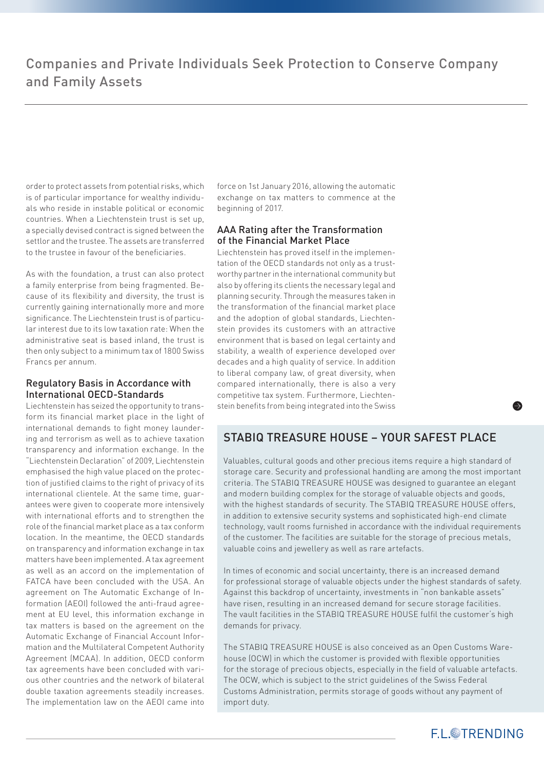## Companies and Private Individuals Seek Protection to Conserve Company and Family Assets

order to protect assets from potential risks, which is of particular importance for wealthy individuals who reside in instable political or economic countries. When a Liechtenstein trust is set up, a specially devised contract is signed between the settlor and the trustee. The assets are transferred to the trustee in favour of the beneficiaries.

As with the foundation, a trust can also protect a family enterprise from being fragmented. Because of its flexibility and diversity, the trust is currently gaining internationally more and more significance. The Liechtenstein trust is of particular interest due to its low taxation rate: When the administrative seat is based inland, the trust is then only subject to a minimum tax of 1800 Swiss Francs per annum.

### Regulatory Basis in Accordance with International OECD-Standards

Liechtenstein has seized the opportunity to transform its financial market place in the light of international demands to fight money laundering and terrorism as well as to achieve taxation transparency and information exchange. In the "Liechtenstein Declaration" of 2009, Liechtenstein emphasised the high value placed on the protection of justified claims to the right of privacy of its international clientele. At the same time, guarantees were given to cooperate more intensively with international efforts and to strengthen the role of the financial market place as a tax conform location. In the meantime, the OECD standards on transparency and information exchange in tax matters have been implemented. A tax agreement as well as an accord on the implementation of FATCA have been concluded with the USA. An agreement on The Automatic Exchange of Information (AEOI) followed the anti-fraud agreement at EU level, this information exchange in tax matters is based on the agreement on the Automatic Exchange of Financial Account Information and the Multilateral Competent Authority Agreement (MCAA). In addition, OECD conform tax agreements have been concluded with various other countries and the network of bilateral double taxation agreements steadily increases. The implementation law on the AEOI came into force on 1st January 2016, allowing the automatic exchange on tax matters to commence at the beginning of 2017.

### AAA Rating after the Transformation of the Financial Market Place

Liechtenstein has proved itself in the implementation of the OECD standards not only as a trustworthy partner in the international community but also by offering its clients the necessary legal and planning security. Through the measures taken in the transformation of the financial market place and the adoption of global standards, Liechtenstein provides its customers with an attractive environment that is based on legal certainty and stability, a wealth of experience developed over decades and a high quality of service. In addition to liberal company law, of great diversity, when compared internationally, there is also a very competitive tax system. Furthermore, Liechtenstein benefits from being integrated into the Swiss

## STABIQ TREASURE HOUSE – YOUR SAFEST PLACE

Valuables, cultural goods and other precious items require a high standard of storage care. Security and professional handling are among the most important criteria. The STABIQ TREASURE HOUSE was designed to guarantee an elegant and modern building complex for the storage of valuable objects and goods, with the highest standards of security. The STABIQ TREASURE HOUSE offers, in addition to extensive security systems and sophisticated high-end climate technology, vault rooms furnished in accordance with the individual requirements of the customer. The facilities are suitable for the storage of precious metals, valuable coins and jewellery as well as rare artefacts.

In times of economic and social uncertainty, there is an increased demand for professional storage of valuable objects under the highest standards of safety. Against this backdrop of uncertainty, investments in "non bankable assets" have risen, resulting in an increased demand for secure storage facilities. The vault facilities in the STABIQ TREASURE HOUSE fulfil the customer's high demands for privacy.

The STABIQ TREASURE HOUSE is also conceived as an Open Customs Warehouse (OCW) in which the customer is provided with flexible opportunities for the storage of precious objects, especially in the field of valuable artefacts. The OCW, which is subject to the strict guidelines of the Swiss Federal Customs Administration, permits storage of goods without any payment of import duty.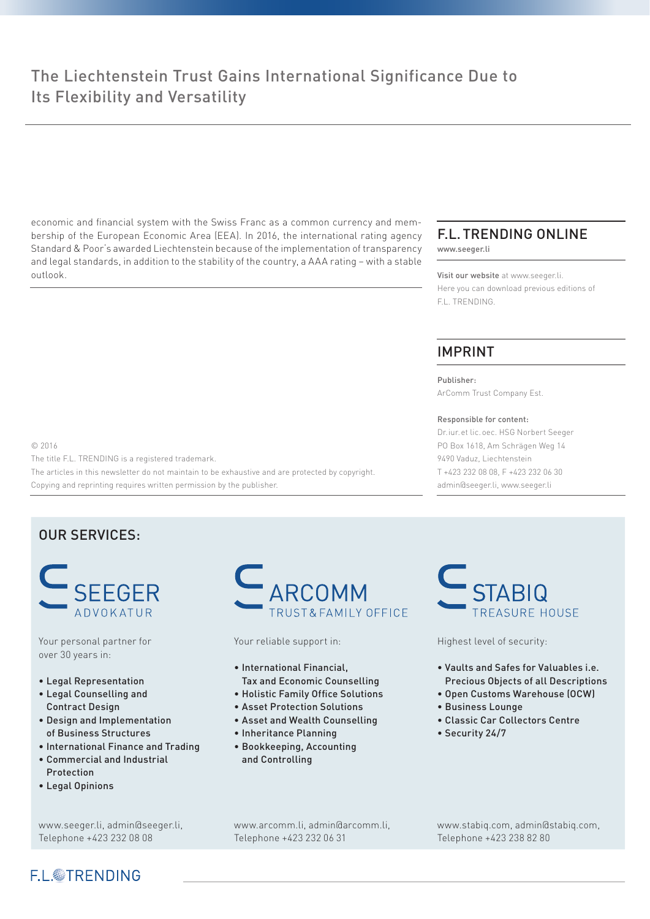economic and financial system with the Swiss Franc as a common currency and membership of the European Economic Area (EEA). In 2016, the international rating agency Standard & Poor's awarded Liechtenstein because of the implementation of transparency and legal standards, in addition to the stability of the country, a AAA rating – with a stable outlook.

© 2016
The title F.L. TRENDING is a registered trademark.
The articles in this newsletter do not maintain to be exhaustive and are protected by copyright.
Copying and reprinting requires written permission by the publisher.

## F.L. TRENDING ONLINE

www.seeger.li

Visit our website at www.seeger.li.
Here you can download previous editions of F.L. TRENDING.

## IMPRINT

**Publisher:**
ArComm Trust Company Est.

**Responsible for content:**
Dr. iur. et lic. oec. HSG Norbert Seeger
PO Box 1618, Am Schrägen Weg 14
9490 Vaduz, Liechtenstein
T +423 232 08 08, F +423 232 06 30
admin@seeger.li, www.seeger.li

## OUR SERVICES:

### SEEGER ADVOKATUR

Your personal partner for over 30 years in:

- Legal Representation
- Legal Counselling and Contract Design
- Design and Implementation of Business Structures
- International Finance and Trading
- Commercial and Industrial Protection
- Legal Opinions

www.seeger.li, admin@seeger.li,
Telephone +423 232 08 08

### ARCOMM TRUST & FAMILY OFFICE

Your reliable support in:

- International Financial, Tax and Economic Counselling
- Holistic Family Office Solutions
- Asset Protection Solutions
- Asset and Wealth Counselling
- Inheritance Planning
- Bookkeeping, Accounting and Controlling

www.arcomm.li, admin@arcomm.li,
Telephone +423 232 06 31

### STABIQ TREASURE HOUSE

Highest level of security:

- Vaults and Safes for Valuables i.e. Precious Objects of all Descriptions
- Open Customs Warehouse (OCW)
- Business Lounge
- Classic Car Collectors Centre
- Security 24/7

www.stabiq.com, admin@stabiq.com,
Telephone +423 238 82 80